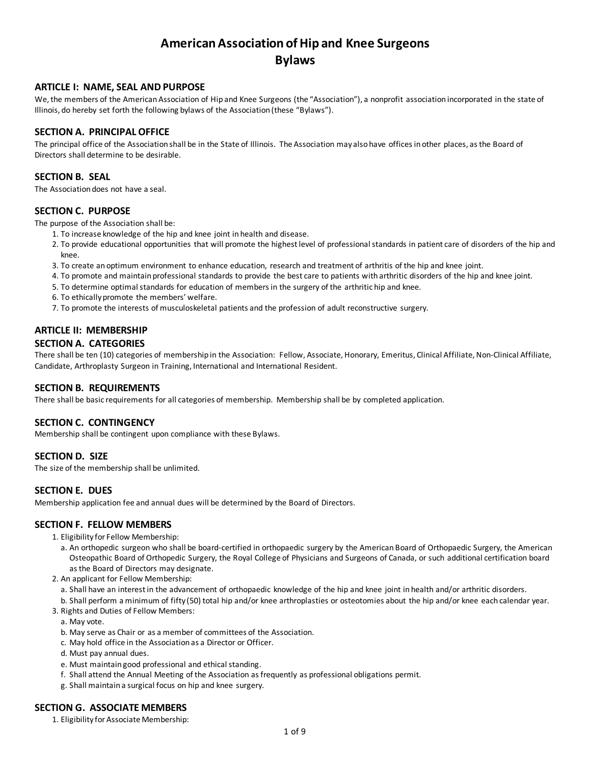# American Association of Hip and Knee Surgeons
# Bylaws

## ARTICLE I: NAME, SEAL AND PURPOSE

We, the members of the American Association of Hip and Knee Surgeons (the "Association"), a nonprofit association incorporated in the state of Illinois, do hereby set forth the following bylaws of the Association (these "Bylaws").

### SECTION A. PRINCIPAL OFFICE

The principal office of the Association shall be in the State of Illinois. The Association may also have offices in other places, as the Board of Directors shall determine to be desirable.

### SECTION B. SEAL

The Association does not have a seal.

### SECTION C. PURPOSE

The purpose of the Association shall be:

1. To increase knowledge of the hip and knee joint in health and disease.
2. To provide educational opportunities that will promote the highest level of professional standards in patient care of disorders of the hip and knee.
3. To create an optimum environment to enhance education, research and treatment of arthritis of the hip and knee joint.
4. To promote and maintain professional standards to provide the best care to patients with arthritic disorders of the hip and knee joint.
5. To determine optimal standards for education of members in the surgery of the arthritic hip and knee.
6. To ethically promote the members' welfare.
7. To promote the interests of musculoskeletal patients and the profession of adult reconstructive surgery.

## ARTICLE II: MEMBERSHIP

### SECTION A. CATEGORIES

There shall be ten (10) categories of membership in the Association: Fellow, Associate, Honorary, Emeritus, Clinical Affiliate, Non-Clinical Affiliate, Candidate, Arthroplasty Surgeon in Training, International and International Resident.

### SECTION B. REQUIREMENTS

There shall be basic requirements for all categories of membership. Membership shall be by completed application.

### SECTION C. CONTINGENCY

Membership shall be contingent upon compliance with these Bylaws.

### SECTION D. SIZE

The size of the membership shall be unlimited.

### SECTION E. DUES

Membership application fee and annual dues will be determined by the Board of Directors.

### SECTION F. FELLOW MEMBERS

1. Eligibility for Fellow Membership:
   a. An orthopedic surgeon who shall be board-certified in orthopaedic surgery by the American Board of Orthopaedic Surgery, the American Osteopathic Board of Orthopedic Surgery, the Royal College of Physicians and Surgeons of Canada, or such additional certification board as the Board of Directors may designate.
2. An applicant for Fellow Membership:
   a. Shall have an interest in the advancement of orthopaedic knowledge of the hip and knee joint in health and/or arthritic disorders.
   b. Shall perform a minimum of fifty (50) total hip and/or knee arthroplasties or osteotomies about the hip and/or knee each calendar year.
3. Rights and Duties of Fellow Members:
   a. May vote.
   b. May serve as Chair or as a member of committees of the Association.
   c. May hold office in the Association as a Director or Officer.
   d. Must pay annual dues.
   e. Must maintain good professional and ethical standing.
   f. Shall attend the Annual Meeting of the Association as frequently as professional obligations permit.
   g. Shall maintain a surgical focus on hip and knee surgery.

### SECTION G. ASSOCIATE MEMBERS

1. Eligibility for Associate Membership: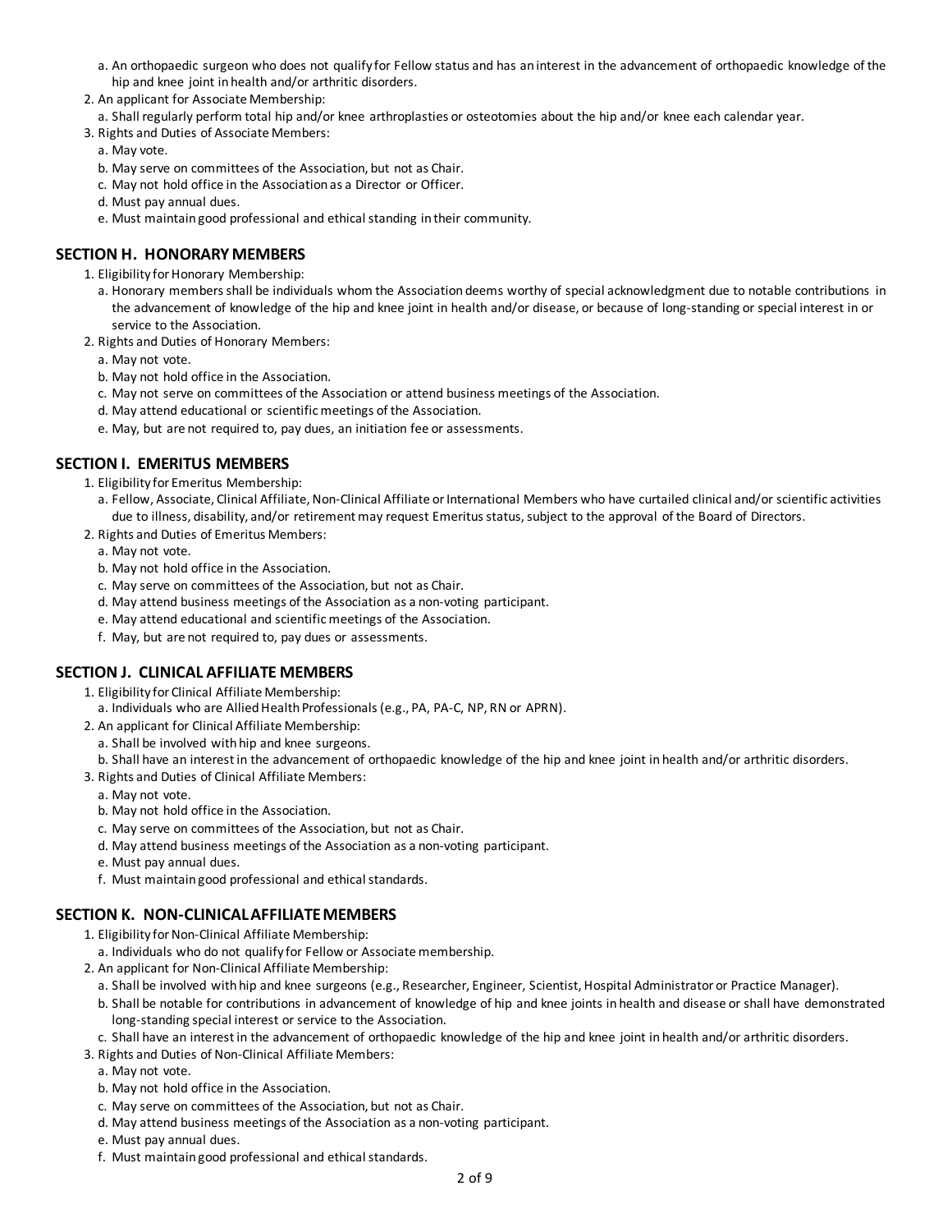a. An orthopaedic surgeon who does not qualify for Fellow status and has an interest in the advancement of orthopaedic knowledge of the hip and knee joint in health and/or arthritic disorders.
2. An applicant for Associate Membership:
   a. Shall regularly perform total hip and/or knee arthroplasties or osteotomies about the hip and/or knee each calendar year.
3. Rights and Duties of Associate Members:
   a. May vote.
   b. May serve on committees of the Association, but not as Chair.
   c. May not hold office in the Association as a Director or Officer.
   d. Must pay annual dues.
   e. Must maintain good professional and ethical standing in their community.

## SECTION H. HONORARY MEMBERS

1. Eligibility for Honorary Membership:
   a. Honorary members shall be individuals whom the Association deems worthy of special acknowledgment due to notable contributions in the advancement of knowledge of the hip and knee joint in health and/or disease, or because of long-standing or special interest in or service to the Association.
2. Rights and Duties of Honorary Members:
   a. May not vote.
   b. May not hold office in the Association.
   c. May not serve on committees of the Association or attend business meetings of the Association.
   d. May attend educational or scientific meetings of the Association.
   e. May, but are not required to, pay dues, an initiation fee or assessments.

## SECTION I. EMERITUS MEMBERS

1. Eligibility for Emeritus Membership:
   a. Fellow, Associate, Clinical Affiliate, Non-Clinical Affiliate or International Members who have curtailed clinical and/or scientific activities due to illness, disability, and/or retirement may request Emeritus status, subject to the approval of the Board of Directors.
2. Rights and Duties of Emeritus Members:
   a. May not vote.
   b. May not hold office in the Association.
   c. May serve on committees of the Association, but not as Chair.
   d. May attend business meetings of the Association as a non-voting participant.
   e. May attend educational and scientific meetings of the Association.
   f. May, but are not required to, pay dues or assessments.

## SECTION J. CLINICAL AFFILIATE MEMBERS

1. Eligibility for Clinical Affiliate Membership:
   a. Individuals who are Allied Health Professionals (e.g., PA, PA-C, NP, RN or APRN).
2. An applicant for Clinical Affiliate Membership:
   a. Shall be involved with hip and knee surgeons.
   b. Shall have an interest in the advancement of orthopaedic knowledge of the hip and knee joint in health and/or arthritic disorders.
3. Rights and Duties of Clinical Affiliate Members:
   a. May not vote.
   b. May not hold office in the Association.
   c. May serve on committees of the Association, but not as Chair.
   d. May attend business meetings of the Association as a non-voting participant.
   e. Must pay annual dues.
   f. Must maintain good professional and ethical standards.

## SECTION K. NON-CLINICAL AFFILIATE MEMBERS

1. Eligibility for Non-Clinical Affiliate Membership:
   a. Individuals who do not qualify for Fellow or Associate membership.
2. An applicant for Non-Clinical Affiliate Membership:
   a. Shall be involved with hip and knee surgeons (e.g., Researcher, Engineer, Scientist, Hospital Administrator or Practice Manager).
   b. Shall be notable for contributions in advancement of knowledge of hip and knee joints in health and disease or shall have demonstrated long-standing special interest or service to the Association.
   c. Shall have an interest in the advancement of orthopaedic knowledge of the hip and knee joint in health and/or arthritic disorders.
3. Rights and Duties of Non-Clinical Affiliate Members:
   a. May not vote.
   b. May not hold office in the Association.
   c. May serve on committees of the Association, but not as Chair.
   d. May attend business meetings of the Association as a non-voting participant.
   e. Must pay annual dues.
   f. Must maintain good professional and ethical standards.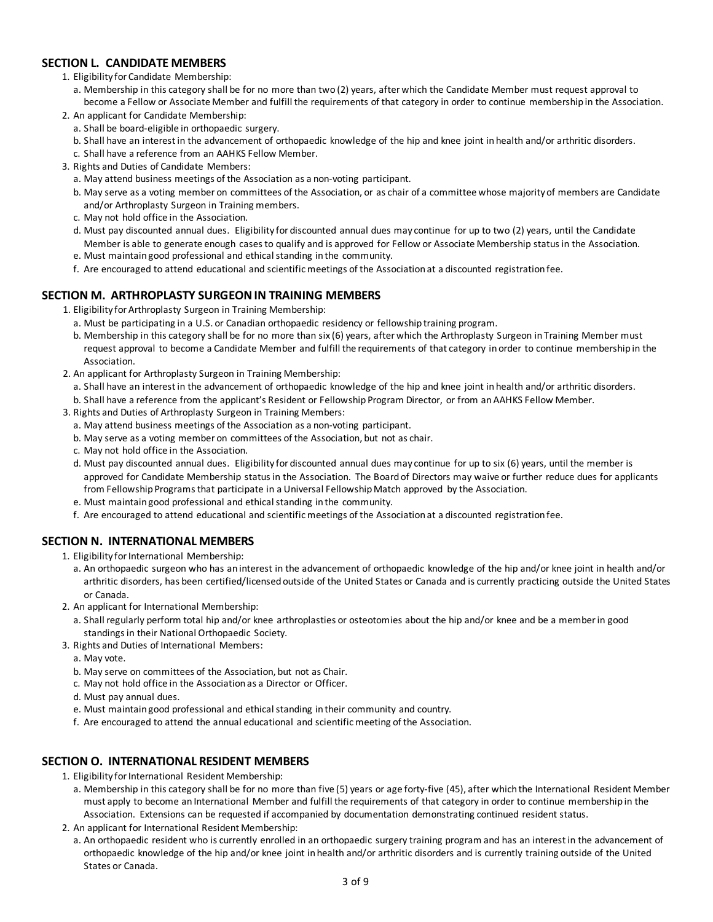## SECTION L. CANDIDATE MEMBERS

1. Eligibility for Candidate Membership:
   a. Membership in this category shall be for no more than two (2) years, after which the Candidate Member must request approval to become a Fellow or Associate Member and fulfill the requirements of that category in order to continue membership in the Association.
2. An applicant for Candidate Membership:
   a. Shall be board-eligible in orthopaedic surgery.
   b. Shall have an interest in the advancement of orthopaedic knowledge of the hip and knee joint in health and/or arthritic disorders.
   c. Shall have a reference from an AAHKS Fellow Member.
3. Rights and Duties of Candidate Members:
   a. May attend business meetings of the Association as a non-voting participant.
   b. May serve as a voting member on committees of the Association, or as chair of a committee whose majority of members are Candidate and/or Arthroplasty Surgeon in Training members.
   c. May not hold office in the Association.
   d. Must pay discounted annual dues. Eligibility for discounted annual dues may continue for up to two (2) years, until the Candidate Member is able to generate enough cases to qualify and is approved for Fellow or Associate Membership status in the Association.
   e. Must maintain good professional and ethical standing in the community.
   f. Are encouraged to attend educational and scientific meetings of the Association at a discounted registration fee.

## SECTION M. ARTHROPLASTY SURGEON IN TRAINING MEMBERS

1. Eligibility for Arthroplasty Surgeon in Training Membership:
   a. Must be participating in a U.S. or Canadian orthopaedic residency or fellowship training program.
   b. Membership in this category shall be for no more than six (6) years, after which the Arthroplasty Surgeon in Training Member must request approval to become a Candidate Member and fulfill the requirements of that category in order to continue membership in the Association.
2. An applicant for Arthroplasty Surgeon in Training Membership:
   a. Shall have an interest in the advancement of orthopaedic knowledge of the hip and knee joint in health and/or arthritic disorders.
   b. Shall have a reference from the applicant's Resident or Fellowship Program Director, or from an AAHKS Fellow Member.
3. Rights and Duties of Arthroplasty Surgeon in Training Members:
   a. May attend business meetings of the Association as a non-voting participant.
   b. May serve as a voting member on committees of the Association, but not as chair.
   c. May not hold office in the Association.
   d. Must pay discounted annual dues. Eligibility for discounted annual dues may continue for up to six (6) years, until the member is approved for Candidate Membership status in the Association. The Board of Directors may waive or further reduce dues for applicants from Fellowship Programs that participate in a Universal Fellowship Match approved by the Association.
   e. Must maintain good professional and ethical standing in the community.
   f. Are encouraged to attend educational and scientific meetings of the Association at a discounted registration fee.

## SECTION N. INTERNATIONAL MEMBERS

1. Eligibility for International Membership:
   a. An orthopaedic surgeon who has an interest in the advancement of orthopaedic knowledge of the hip and/or knee joint in health and/or arthritic disorders, has been certified/licensed outside of the United States or Canada and is currently practicing outside the United States or Canada.
2. An applicant for International Membership:
   a. Shall regularly perform total hip and/or knee arthroplasties or osteotomies about the hip and/or knee and be a member in good standings in their National Orthopaedic Society.
3. Rights and Duties of International Members:
   a. May vote.
   b. May serve on committees of the Association, but not as Chair.
   c. May not hold office in the Association as a Director or Officer.
   d. Must pay annual dues.
   e. Must maintain good professional and ethical standing in their community and country.
   f. Are encouraged to attend the annual educational and scientific meeting of the Association.

## SECTION O. INTERNATIONAL RESIDENT MEMBERS

1. Eligibility for International Resident Membership:
   a. Membership in this category shall be for no more than five (5) years or age forty-five (45), after which the International Resident Member must apply to become an International Member and fulfill the requirements of that category in order to continue membership in the Association. Extensions can be requested if accompanied by documentation demonstrating continued resident status.
2. An applicant for International Resident Membership:
   a. An orthopaedic resident who is currently enrolled in an orthopaedic surgery training program and has an interest in the advancement of orthopaedic knowledge of the hip and/or knee joint in health and/or arthritic disorders and is currently training outside of the United States or Canada.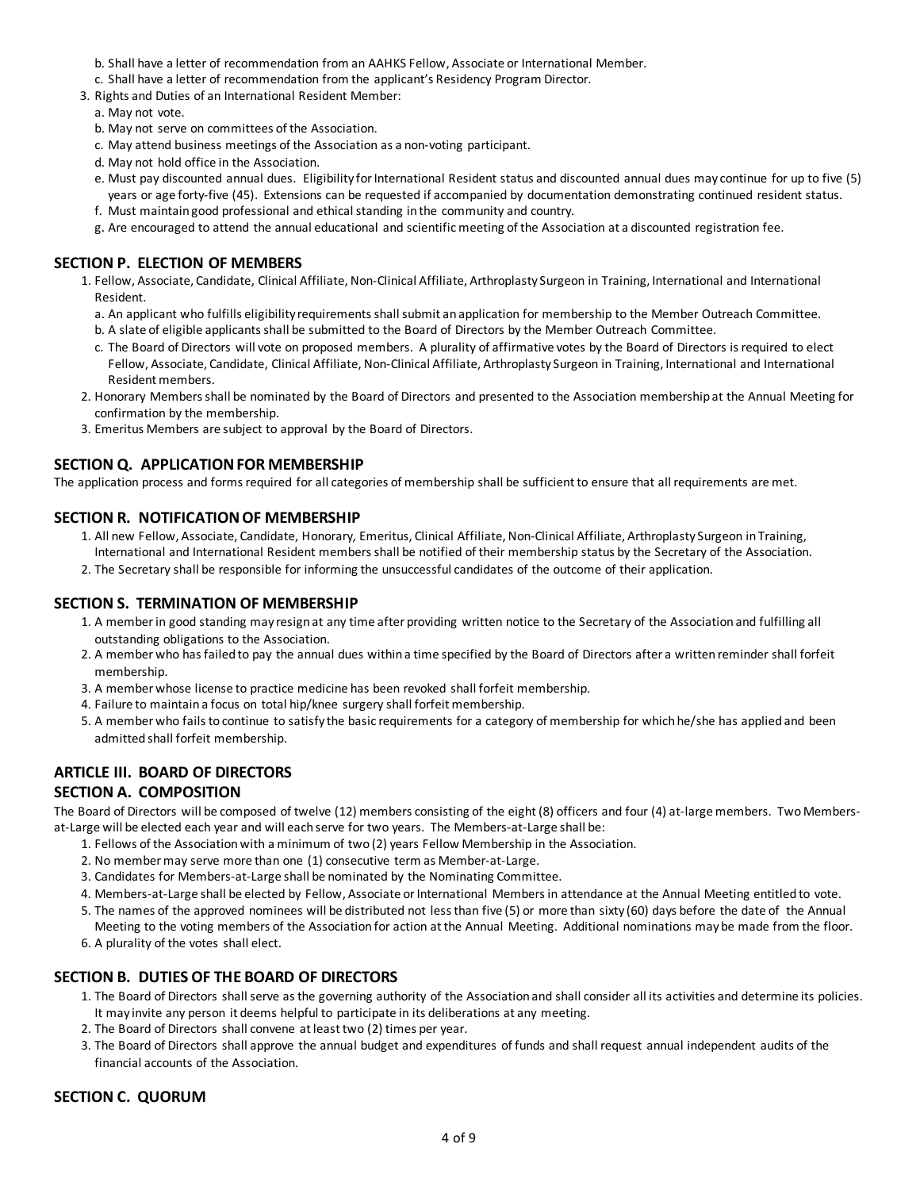b. Shall have a letter of recommendation from an AAHKS Fellow, Associate or International Member.
   c. Shall have a letter of recommendation from the applicant's Residency Program Director.
3. Rights and Duties of an International Resident Member:
   a. May not vote.
   b. May not serve on committees of the Association.
   c. May attend business meetings of the Association as a non-voting participant.
   d. May not hold office in the Association.
   e. Must pay discounted annual dues. Eligibility for International Resident status and discounted annual dues may continue for up to five (5) years or age forty-five (45). Extensions can be requested if accompanied by documentation demonstrating continued resident status.
   f. Must maintain good professional and ethical standing in the community and country.
   g. Are encouraged to attend the annual educational and scientific meeting of the Association at a discounted registration fee.

## SECTION P. ELECTION OF MEMBERS

1. Fellow, Associate, Candidate, Clinical Affiliate, Non-Clinical Affiliate, Arthroplasty Surgeon in Training, International and International Resident.
   a. An applicant who fulfills eligibility requirements shall submit an application for membership to the Member Outreach Committee.
   b. A slate of eligible applicants shall be submitted to the Board of Directors by the Member Outreach Committee.
   c. The Board of Directors will vote on proposed members. A plurality of affirmative votes by the Board of Directors is required to elect Fellow, Associate, Candidate, Clinical Affiliate, Non-Clinical Affiliate, Arthroplasty Surgeon in Training, International and International Resident members.
2. Honorary Members shall be nominated by the Board of Directors and presented to the Association membership at the Annual Meeting for confirmation by the membership.
3. Emeritus Members are subject to approval by the Board of Directors.

## SECTION Q. APPLICATION FOR MEMBERSHIP

The application process and forms required for all categories of membership shall be sufficient to ensure that all requirements are met.

## SECTION R. NOTIFICATION OF MEMBERSHIP

1. All new Fellow, Associate, Candidate, Honorary, Emeritus, Clinical Affiliate, Non-Clinical Affiliate, Arthroplasty Surgeon in Training, International and International Resident members shall be notified of their membership status by the Secretary of the Association.
2. The Secretary shall be responsible for informing the unsuccessful candidates of the outcome of their application.

## SECTION S. TERMINATION OF MEMBERSHIP

1. A member in good standing may resign at any time after providing written notice to the Secretary of the Association and fulfilling all outstanding obligations to the Association.
2. A member who has failed to pay the annual dues within a time specified by the Board of Directors after a written reminder shall forfeit membership.
3. A member whose license to practice medicine has been revoked shall forfeit membership.
4. Failure to maintain a focus on total hip/knee surgery shall forfeit membership.
5. A member who fails to continue to satisfy the basic requirements for a category of membership for which he/she has applied and been admitted shall forfeit membership.

# ARTICLE III. BOARD OF DIRECTORS

## SECTION A. COMPOSITION

The Board of Directors will be composed of twelve (12) members consisting of the eight (8) officers and four (4) at-large members. Two Members-at-Large will be elected each year and will each serve for two years. The Members-at-Large shall be:

1. Fellows of the Association with a minimum of two (2) years Fellow Membership in the Association.
2. No member may serve more than one (1) consecutive term as Member-at-Large.
3. Candidates for Members-at-Large shall be nominated by the Nominating Committee.
4. Members-at-Large shall be elected by Fellow, Associate or International Members in attendance at the Annual Meeting entitled to vote.
5. The names of the approved nominees will be distributed not less than five (5) or more than sixty (60) days before the date of the Annual Meeting to the voting members of the Association for action at the Annual Meeting. Additional nominations may be made from the floor.
6. A plurality of the votes shall elect.

## SECTION B. DUTIES OF THE BOARD OF DIRECTORS

1. The Board of Directors shall serve as the governing authority of the Association and shall consider all its activities and determine its policies. It may invite any person it deems helpful to participate in its deliberations at any meeting.
2. The Board of Directors shall convene at least two (2) times per year.
3. The Board of Directors shall approve the annual budget and expenditures of funds and shall request annual independent audits of the financial accounts of the Association.

## SECTION C. QUORUM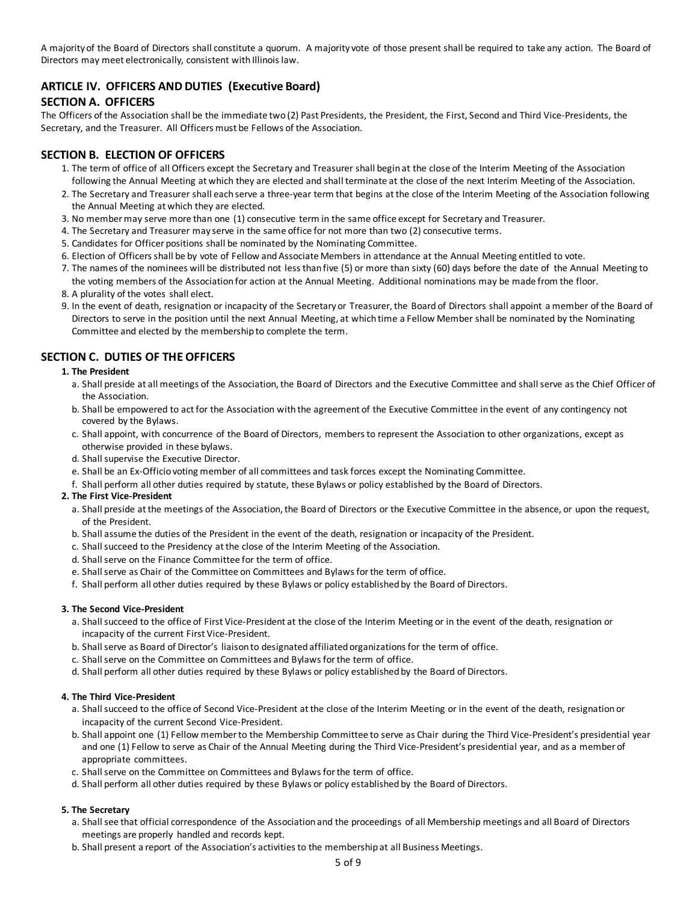A majority of the Board of Directors shall constitute a quorum. A majority vote of those present shall be required to take any action. The Board of Directors may meet electronically, consistent with Illinois law.

## ARTICLE IV. OFFICERS AND DUTIES (Executive Board)

## SECTION A. OFFICERS

The Officers of the Association shall be the immediate two (2) Past Presidents, the President, the First, Second and Third Vice-Presidents, the Secretary, and the Treasurer. All Officers must be Fellows of the Association.

## SECTION B. ELECTION OF OFFICERS

1. The term of office of all Officers except the Secretary and Treasurer shall begin at the close of the Interim Meeting of the Association following the Annual Meeting at which they are elected and shall terminate at the close of the next Interim Meeting of the Association.
2. The Secretary and Treasurer shall each serve a three-year term that begins at the close of the Interim Meeting of the Association following the Annual Meeting at which they are elected.
3. No member may serve more than one (1) consecutive term in the same office except for Secretary and Treasurer.
4. The Secretary and Treasurer may serve in the same office for not more than two (2) consecutive terms.
5. Candidates for Officer positions shall be nominated by the Nominating Committee.
6. Election of Officers shall be by vote of Fellow and Associate Members in attendance at the Annual Meeting entitled to vote.
7. The names of the nominees will be distributed not less than five (5) or more than sixty (60) days before the date of the Annual Meeting to the voting members of the Association for action at the Annual Meeting. Additional nominations may be made from the floor.
8. A plurality of the votes shall elect.
9. In the event of death, resignation or incapacity of the Secretary or Treasurer, the Board of Directors shall appoint a member of the Board of Directors to serve in the position until the next Annual Meeting, at which time a Fellow Member shall be nominated by the Nominating Committee and elected by the membership to complete the term.

## SECTION C. DUTIES OF THE OFFICERS

**1. The President**

a. Shall preside at all meetings of the Association, the Board of Directors and the Executive Committee and shall serve as the Chief Officer of the Association.
b. Shall be empowered to act for the Association with the agreement of the Executive Committee in the event of any contingency not covered by the Bylaws.
c. Shall appoint, with concurrence of the Board of Directors, members to represent the Association to other organizations, except as otherwise provided in these bylaws.
d. Shall supervise the Executive Director.
e. Shall be an Ex-Officio voting member of all committees and task forces except the Nominating Committee.
f. Shall perform all other duties required by statute, these Bylaws or policy established by the Board of Directors.

**2. The First Vice-President**

a. Shall preside at the meetings of the Association, the Board of Directors or the Executive Committee in the absence, or upon the request, of the President.
b. Shall assume the duties of the President in the event of the death, resignation or incapacity of the President.
c. Shall succeed to the Presidency at the close of the Interim Meeting of the Association.
d. Shall serve on the Finance Committee for the term of office.
e. Shall serve as Chair of the Committee on Committees and Bylaws for the term of office.
f. Shall perform all other duties required by these Bylaws or policy established by the Board of Directors.

**3. The Second Vice-President**

a. Shall succeed to the office of First Vice-President at the close of the Interim Meeting or in the event of the death, resignation or incapacity of the current First Vice-President.
b. Shall serve as Board of Director's liaison to designated affiliated organizations for the term of office.
c. Shall serve on the Committee on Committees and Bylaws for the term of office.
d. Shall perform all other duties required by these Bylaws or policy established by the Board of Directors.

**4. The Third Vice-President**

a. Shall succeed to the office of Second Vice-President at the close of the Interim Meeting or in the event of the death, resignation or incapacity of the current Second Vice-President.
b. Shall appoint one (1) Fellow member to the Membership Committee to serve as Chair during the Third Vice-President's presidential year and one (1) Fellow to serve as Chair of the Annual Meeting during the Third Vice-President's presidential year, and as a member of appropriate committees.
c. Shall serve on the Committee on Committees and Bylaws for the term of office.
d. Shall perform all other duties required by these Bylaws or policy established by the Board of Directors.

**5. The Secretary**

a. Shall see that official correspondence of the Association and the proceedings of all Membership meetings and all Board of Directors meetings are properly handled and records kept.
b. Shall present a report of the Association's activities to the membership at all Business Meetings.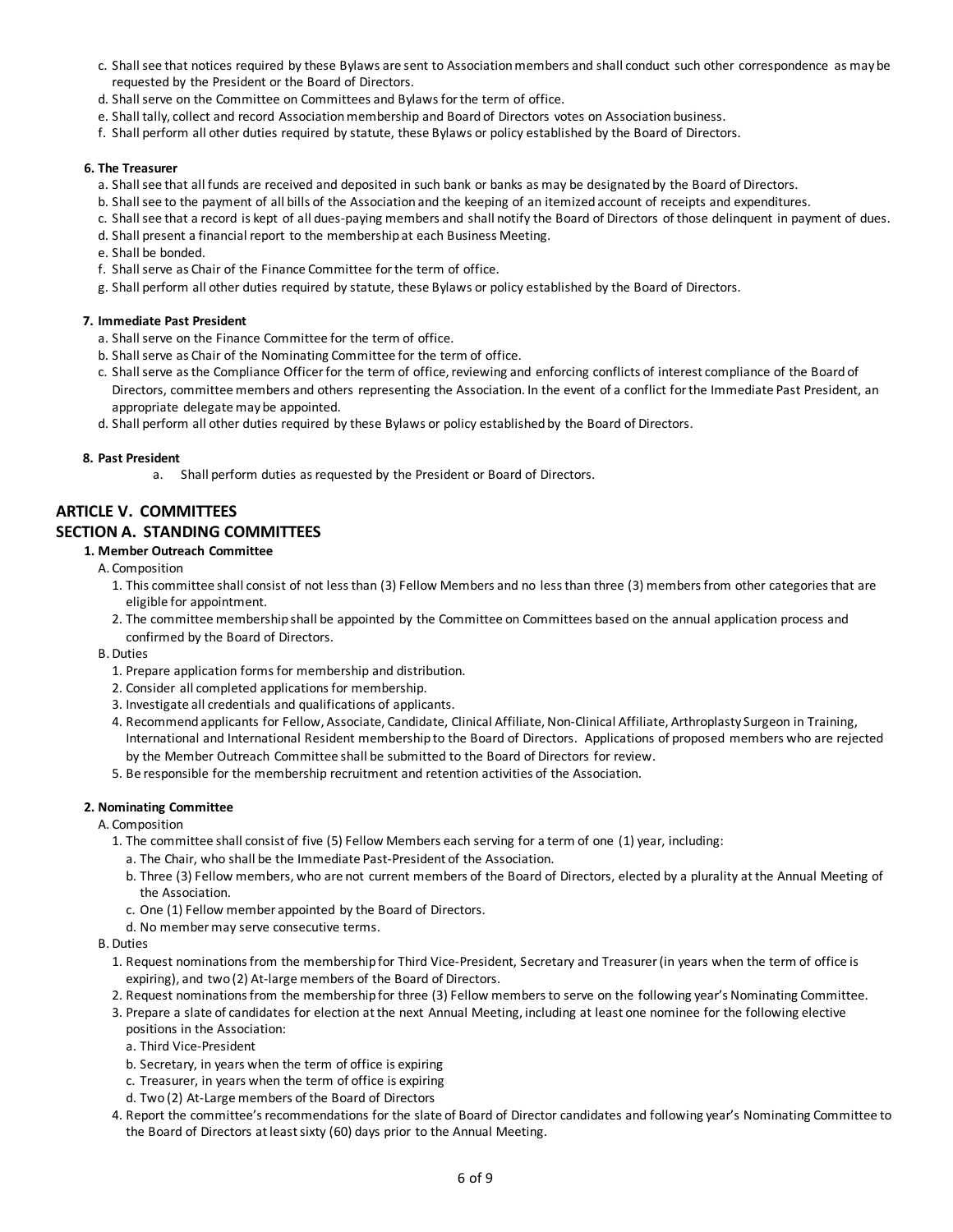c. Shall see that notices required by these Bylaws are sent to Association members and shall conduct such other correspondence as may be requested by the President or the Board of Directors.
d. Shall serve on the Committee on Committees and Bylaws for the term of office.
e. Shall tally, collect and record Association membership and Board of Directors votes on Association business.
f. Shall perform all other duties required by statute, these Bylaws or policy established by the Board of Directors.

**6. The Treasurer**

a. Shall see that all funds are received and deposited in such bank or banks as may be designated by the Board of Directors.
b. Shall see to the payment of all bills of the Association and the keeping of an itemized account of receipts and expenditures.
c. Shall see that a record is kept of all dues-paying members and shall notify the Board of Directors of those delinquent in payment of dues.
d. Shall present a financial report to the membership at each Business Meeting.
e. Shall be bonded.
f. Shall serve as Chair of the Finance Committee for the term of office.
g. Shall perform all other duties required by statute, these Bylaws or policy established by the Board of Directors.

**7. Immediate Past President**

a. Shall serve on the Finance Committee for the term of office.
b. Shall serve as Chair of the Nominating Committee for the term of office.
c. Shall serve as the Compliance Officer for the term of office, reviewing and enforcing conflicts of interest compliance of the Board of Directors, committee members and others representing the Association. In the event of a conflict for the Immediate Past President, an appropriate delegate may be appointed.
d. Shall perform all other duties required by these Bylaws or policy established by the Board of Directors.

**8. Past President**

a. Shall perform duties as requested by the President or Board of Directors.

## ARTICLE V. COMMITTEES

## SECTION A. STANDING COMMITTEES

**1. Member Outreach Committee**

A. Composition

1. This committee shall consist of not less than (3) Fellow Members and no less than three (3) members from other categories that are eligible for appointment.
2. The committee membership shall be appointed by the Committee on Committees based on the annual application process and confirmed by the Board of Directors.

B. Duties

1. Prepare application forms for membership and distribution.
2. Consider all completed applications for membership.
3. Investigate all credentials and qualifications of applicants.
4. Recommend applicants for Fellow, Associate, Candidate, Clinical Affiliate, Non-Clinical Affiliate, Arthroplasty Surgeon in Training, International and International Resident membership to the Board of Directors. Applications of proposed members who are rejected by the Member Outreach Committee shall be submitted to the Board of Directors for review.
5. Be responsible for the membership recruitment and retention activities of the Association.

**2. Nominating Committee**

A. Composition

1. The committee shall consist of five (5) Fellow Members each serving for a term of one (1) year, including:
   a. The Chair, who shall be the Immediate Past-President of the Association.
   b. Three (3) Fellow members, who are not current members of the Board of Directors, elected by a plurality at the Annual Meeting of the Association.
   c. One (1) Fellow member appointed by the Board of Directors.
   d. No member may serve consecutive terms.

B. Duties

1. Request nominations from the membership for Third Vice-President, Secretary and Treasurer (in years when the term of office is expiring), and two (2) At-large members of the Board of Directors.
2. Request nominations from the membership for three (3) Fellow members to serve on the following year's Nominating Committee.
3. Prepare a slate of candidates for election at the next Annual Meeting, including at least one nominee for the following elective positions in the Association:
   a. Third Vice-President
   b. Secretary, in years when the term of office is expiring
   c. Treasurer, in years when the term of office is expiring
   d. Two (2) At-Large members of the Board of Directors
4. Report the committee's recommendations for the slate of Board of Director candidates and following year's Nominating Committee to the Board of Directors at least sixty (60) days prior to the Annual Meeting.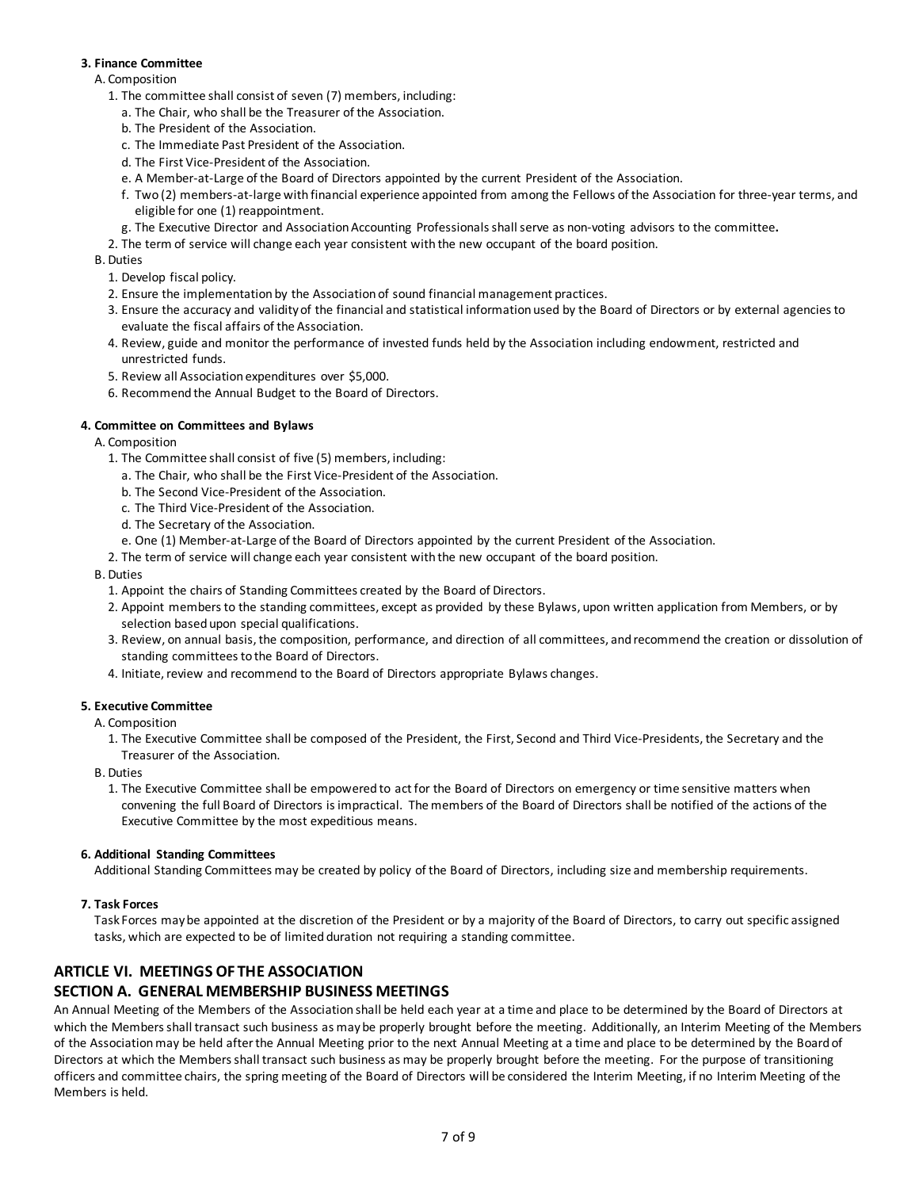**3. Finance Committee**

A. Composition

1. The committee shall consist of seven (7) members, including:
   a. The Chair, who shall be the Treasurer of the Association.
   b. The President of the Association.
   c. The Immediate Past President of the Association.
   d. The First Vice-President of the Association.
   e. A Member-at-Large of the Board of Directors appointed by the current President of the Association.
   f. Two (2) members-at-large with financial experience appointed from among the Fellows of the Association for three-year terms, and eligible for one (1) reappointment.
   g. The Executive Director and Association Accounting Professionals shall serve as non-voting advisors to the committee**.**
2. The term of service will change each year consistent with the new occupant of the board position.

B. Duties

1. Develop fiscal policy.
2. Ensure the implementation by the Association of sound financial management practices.
3. Ensure the accuracy and validity of the financial and statistical information used by the Board of Directors or by external agencies to evaluate the fiscal affairs of the Association.
4. Review, guide and monitor the performance of invested funds held by the Association including endowment, restricted and unrestricted funds.
5. Review all Association expenditures over $5,000.
6. Recommend the Annual Budget to the Board of Directors.

**4. Committee on Committees and Bylaws**

A. Composition

1. The Committee shall consist of five (5) members, including:
   a. The Chair, who shall be the First Vice-President of the Association.
   b. The Second Vice-President of the Association.
   c. The Third Vice-President of the Association.
   d. The Secretary of the Association.
   e. One (1) Member-at-Large of the Board of Directors appointed by the current President of the Association.
2. The term of service will change each year consistent with the new occupant of the board position.

B. Duties

1. Appoint the chairs of Standing Committees created by the Board of Directors.
2. Appoint members to the standing committees, except as provided by these Bylaws, upon written application from Members, or by selection based upon special qualifications.
3. Review, on annual basis, the composition, performance, and direction of all committees, and recommend the creation or dissolution of standing committees to the Board of Directors.
4. Initiate, review and recommend to the Board of Directors appropriate Bylaws changes.

**5. Executive Committee**

A. Composition

1. The Executive Committee shall be composed of the President, the First, Second and Third Vice-Presidents, the Secretary and the Treasurer of the Association.

B. Duties

1. The Executive Committee shall be empowered to act for the Board of Directors on emergency or time sensitive matters when convening the full Board of Directors is impractical. The members of the Board of Directors shall be notified of the actions of the Executive Committee by the most expeditious means.

**6. Additional Standing Committees**

Additional Standing Committees may be created by policy of the Board of Directors, including size and membership requirements.

**7. Task Forces**

Task Forces may be appointed at the discretion of the President or by a majority of the Board of Directors, to carry out specific assigned tasks, which are expected to be of limited duration not requiring a standing committee.

## ARTICLE VI. MEETINGS OF THE ASSOCIATION

### SECTION A. GENERAL MEMBERSHIP BUSINESS MEETINGS

An Annual Meeting of the Members of the Association shall be held each year at a time and place to be determined by the Board of Directors at which the Members shall transact such business as may be properly brought before the meeting. Additionally, an Interim Meeting of the Members of the Association may be held after the Annual Meeting prior to the next Annual Meeting at a time and place to be determined by the Board of Directors at which the Members shall transact such business as may be properly brought before the meeting. For the purpose of transitioning officers and committee chairs, the spring meeting of the Board of Directors will be considered the Interim Meeting, if no Interim Meeting of the Members is held.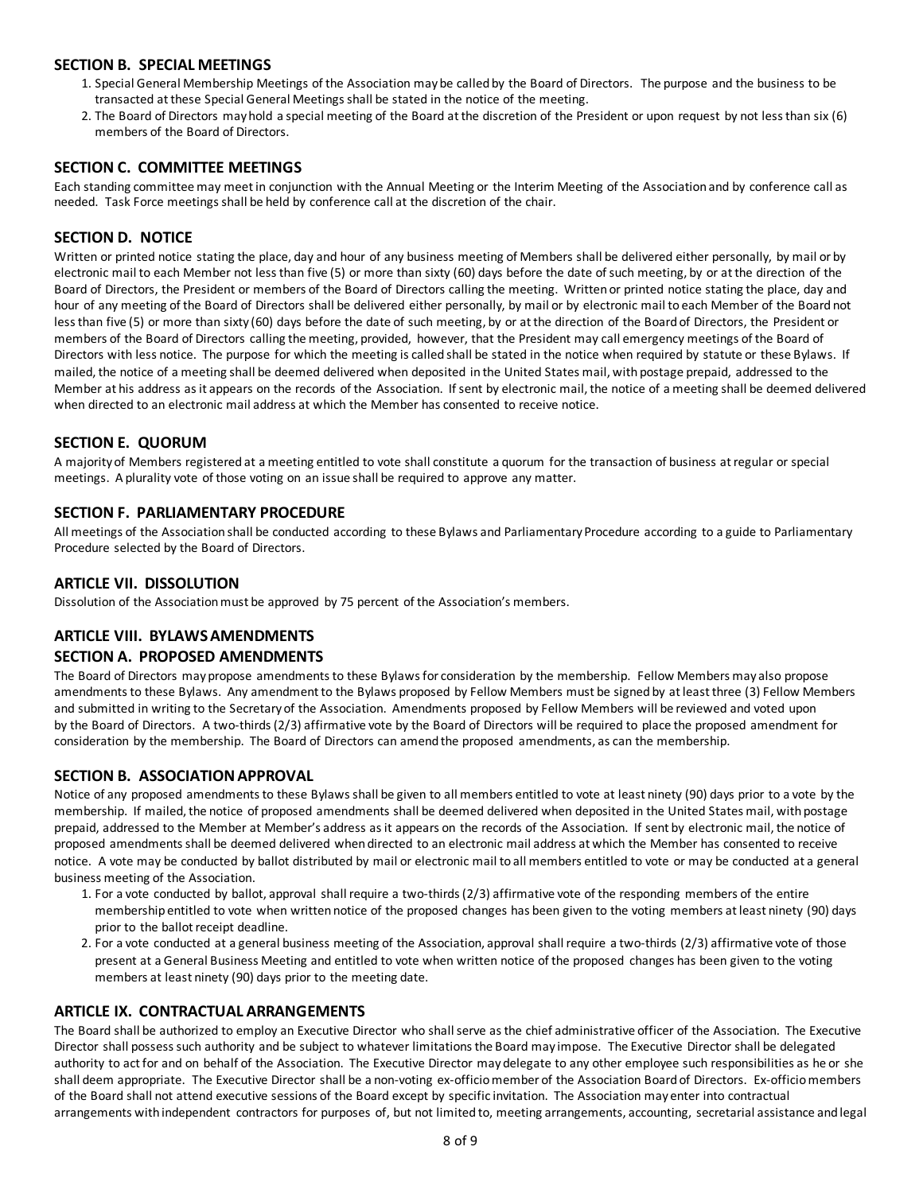### SECTION B. SPECIAL MEETINGS

1. Special General Membership Meetings of the Association may be called by the Board of Directors. The purpose and the business to be transacted at these Special General Meetings shall be stated in the notice of the meeting.
2. The Board of Directors may hold a special meeting of the Board at the discretion of the President or upon request by not less than six (6) members of the Board of Directors.

### SECTION C. COMMITTEE MEETINGS

Each standing committee may meet in conjunction with the Annual Meeting or the Interim Meeting of the Association and by conference call as needed. Task Force meetings shall be held by conference call at the discretion of the chair.

### SECTION D. NOTICE

Written or printed notice stating the place, day and hour of any business meeting of Members shall be delivered either personally, by mail or by electronic mail to each Member not less than five (5) or more than sixty (60) days before the date of such meeting, by or at the direction of the Board of Directors, the President or members of the Board of Directors calling the meeting. Written or printed notice stating the place, day and hour of any meeting of the Board of Directors shall be delivered either personally, by mail or by electronic mail to each Member of the Board not less than five (5) or more than sixty (60) days before the date of such meeting, by or at the direction of the Board of Directors, the President or members of the Board of Directors calling the meeting, provided, however, that the President may call emergency meetings of the Board of Directors with less notice. The purpose for which the meeting is called shall be stated in the notice when required by statute or these Bylaws. If mailed, the notice of a meeting shall be deemed delivered when deposited in the United States mail, with postage prepaid, addressed to the Member at his address as it appears on the records of the Association. If sent by electronic mail, the notice of a meeting shall be deemed delivered when directed to an electronic mail address at which the Member has consented to receive notice.

### SECTION E. QUORUM

A majority of Members registered at a meeting entitled to vote shall constitute a quorum for the transaction of business at regular or special meetings. A plurality vote of those voting on an issue shall be required to approve any matter.

### SECTION F. PARLIAMENTARY PROCEDURE

All meetings of the Association shall be conducted according to these Bylaws and Parliamentary Procedure according to a guide to Parliamentary Procedure selected by the Board of Directors.

## ARTICLE VII. DISSOLUTION

Dissolution of the Association must be approved by 75 percent of the Association's members.

## ARTICLE VIII. BYLAWS AMENDMENTS

### SECTION A. PROPOSED AMENDMENTS

The Board of Directors may propose amendments to these Bylaws for consideration by the membership. Fellow Members may also propose amendments to these Bylaws. Any amendment to the Bylaws proposed by Fellow Members must be signed by at least three (3) Fellow Members and submitted in writing to the Secretary of the Association. Amendments proposed by Fellow Members will be reviewed and voted upon by the Board of Directors. A two-thirds (2/3) affirmative vote by the Board of Directors will be required to place the proposed amendment for consideration by the membership. The Board of Directors can amend the proposed amendments, as can the membership.

### SECTION B. ASSOCIATION APPROVAL

Notice of any proposed amendments to these Bylaws shall be given to all members entitled to vote at least ninety (90) days prior to a vote by the membership. If mailed, the notice of proposed amendments shall be deemed delivered when deposited in the United States mail, with postage prepaid, addressed to the Member at Member's address as it appears on the records of the Association. If sent by electronic mail, the notice of proposed amendments shall be deemed delivered when directed to an electronic mail address at which the Member has consented to receive notice. A vote may be conducted by ballot distributed by mail or electronic mail to all members entitled to vote or may be conducted at a general business meeting of the Association.

1. For a vote conducted by ballot, approval shall require a two-thirds (2/3) affirmative vote of the responding members of the entire membership entitled to vote when written notice of the proposed changes has been given to the voting members at least ninety (90) days prior to the ballot receipt deadline.
2. For a vote conducted at a general business meeting of the Association, approval shall require a two-thirds (2/3) affirmative vote of those present at a General Business Meeting and entitled to vote when written notice of the proposed changes has been given to the voting members at least ninety (90) days prior to the meeting date.

## ARTICLE IX. CONTRACTUAL ARRANGEMENTS

The Board shall be authorized to employ an Executive Director who shall serve as the chief administrative officer of the Association. The Executive Director shall possess such authority and be subject to whatever limitations the Board may impose. The Executive Director shall be delegated authority to act for and on behalf of the Association. The Executive Director may delegate to any other employee such responsibilities as he or she shall deem appropriate. The Executive Director shall be a non-voting ex-officio member of the Association Board of Directors. Ex-officio members of the Board shall not attend executive sessions of the Board except by specific invitation. The Association may enter into contractual arrangements with independent contractors for purposes of, but not limited to, meeting arrangements, accounting, secretarial assistance and legal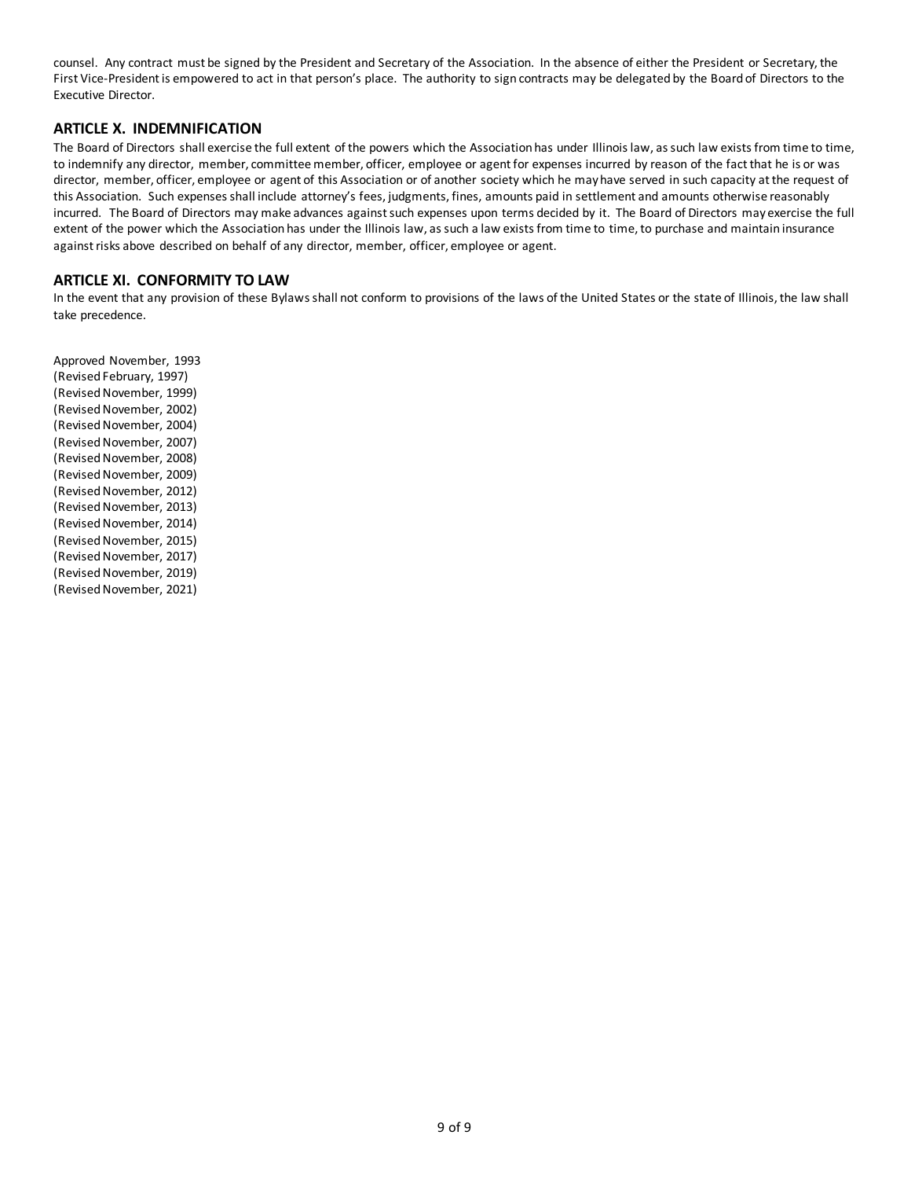counsel. Any contract must be signed by the President and Secretary of the Association. In the absence of either the President or Secretary, the First Vice-President is empowered to act in that person's place. The authority to sign contracts may be delegated by the Board of Directors to the Executive Director.

## ARTICLE X. INDEMNIFICATION

The Board of Directors shall exercise the full extent of the powers which the Association has under Illinois law, as such law exists from time to time, to indemnify any director, member, committee member, officer, employee or agent for expenses incurred by reason of the fact that he is or was director, member, officer, employee or agent of this Association or of another society which he may have served in such capacity at the request of this Association. Such expenses shall include attorney's fees, judgments, fines, amounts paid in settlement and amounts otherwise reasonably incurred. The Board of Directors may make advances against such expenses upon terms decided by it. The Board of Directors may exercise the full extent of the power which the Association has under the Illinois law, as such a law exists from time to time, to purchase and maintain insurance against risks above described on behalf of any director, member, officer, employee or agent.

## ARTICLE XI. CONFORMITY TO LAW

In the event that any provision of these Bylaws shall not conform to provisions of the laws of the United States or the state of Illinois, the law shall take precedence.

Approved November, 1993
(Revised February, 1997)
(Revised November, 1999)
(Revised November, 2002)
(Revised November, 2004)
(Revised November, 2007)
(Revised November, 2008)
(Revised November, 2009)
(Revised November, 2012)
(Revised November, 2013)
(Revised November, 2014)
(Revised November, 2015)
(Revised November, 2017)
(Revised November, 2019)
(Revised November, 2021)